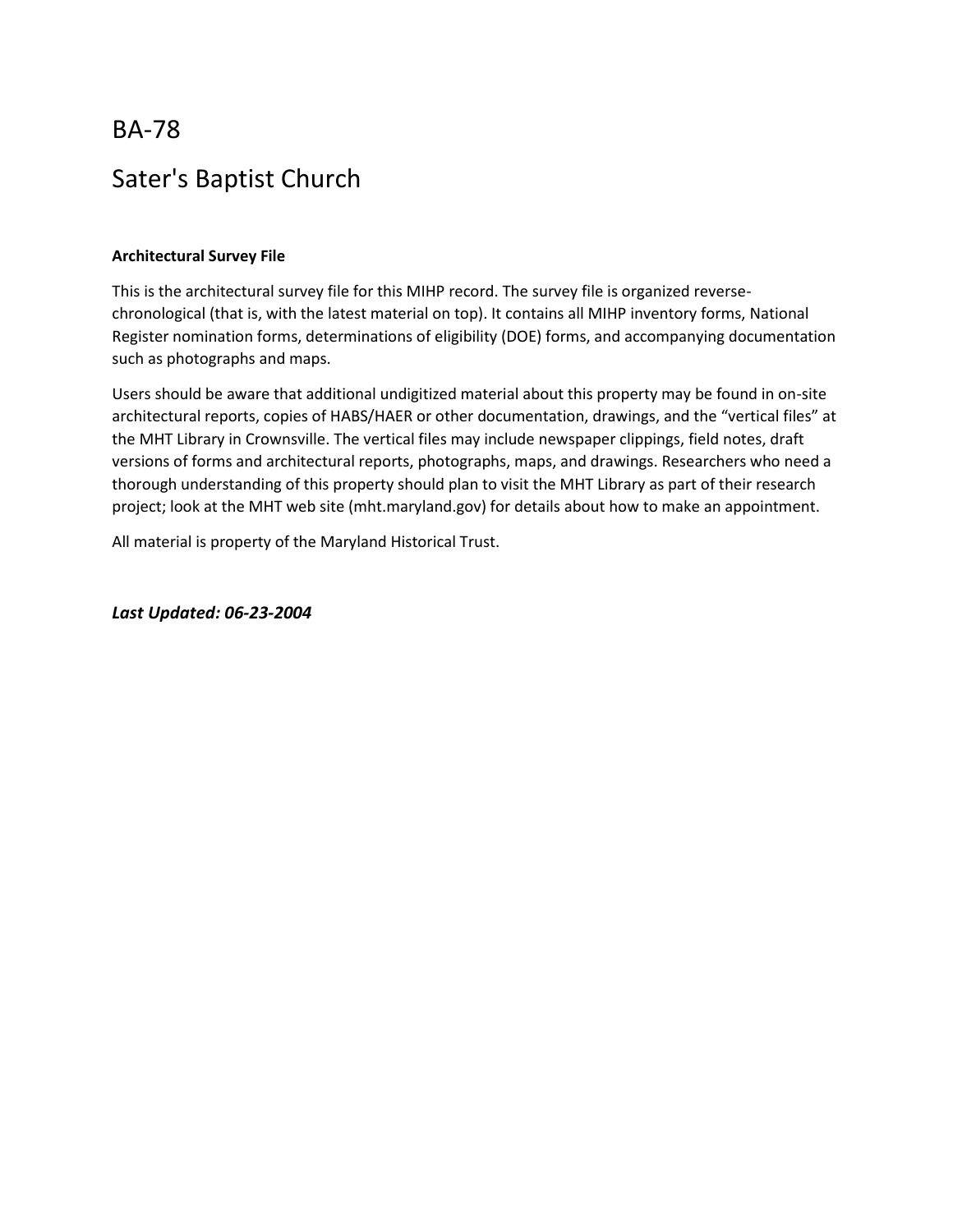# BA-78

# Sater's Baptist Church

**Architectural Survey File**

This is the architectural survey file for this MIHP record. The survey file is organized reverse-chronological (that is, with the latest material on top). It contains all MIHP inventory forms, National Register nomination forms, determinations of eligibility (DOE) forms, and accompanying documentation such as photographs and maps.

Users should be aware that additional undigitized material about this property may be found in on-site architectural reports, copies of HABS/HAER or other documentation, drawings, and the "vertical files" at the MHT Library in Crownsville. The vertical files may include newspaper clippings, field notes, draft versions of forms and architectural reports, photographs, maps, and drawings. Researchers who need a thorough understanding of this property should plan to visit the MHT Library as part of their research project; look at the MHT web site (mht.maryland.gov) for details about how to make an appointment.

All material is property of the Maryland Historical Trust.

***Last Updated: 06-23-2004***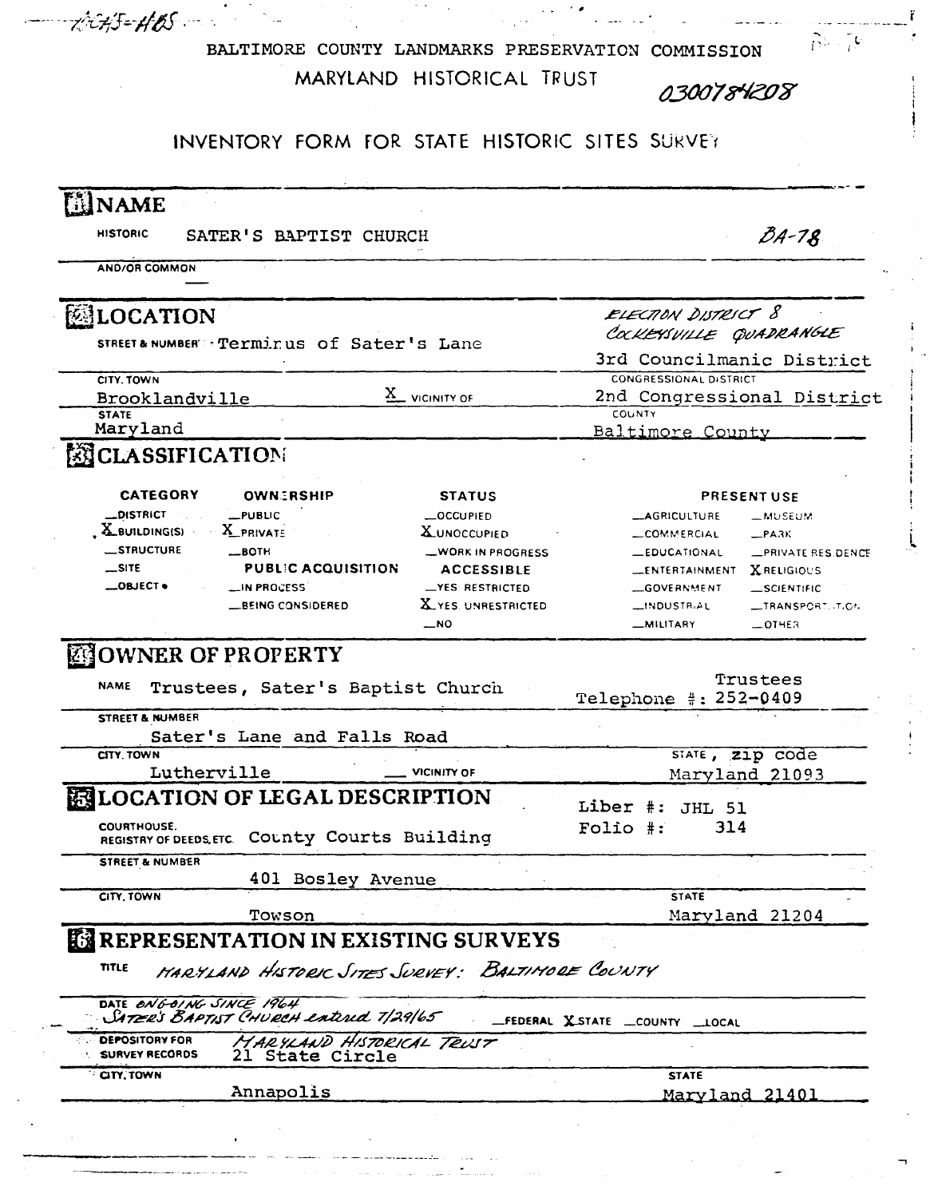BA-78-HOS

BALTIMORE COUNTY LANDMARKS PRESERVATION COMMISSION

MARYLAND HISTORICAL TRUST

0300784208

# INVENTORY FORM FOR STATE HISTORIC SITES SURVEY

## 1 NAME

HISTORIC: SATER'S BAPTIST CHURCH — BA-78

AND/OR COMMON: —

## 2 LOCATION

STREET & NUMBER: Terminus of Sater's Lane

ELECTION DISTRICT 8
COCKEYSVILLE QUADRANGLE
3rd Councilmanic District

CITY, TOWN: Brooklandville — X VICINITY OF

CONGRESSIONAL DISTRICT: 2nd Congressional District

STATE: Maryland

COUNTY: Baltimore County

## 3 CLASSIFICATION

| CATEGORY | OWNERSHIP | STATUS | PRESENT USE | |
|---|---|---|---|---|
| _DISTRICT | _PUBLIC | _OCCUPIED | _AGRICULTURE | _MUSEUM |
| X BUILDING(S) | X PRIVATE | X UNOCCUPIED | _COMMERCIAL | _PARK |
| _STRUCTURE | _BOTH | _WORK IN PROGRESS | _EDUCATIONAL | _PRIVATE RESIDENCE |
| _SITE | PUBLIC ACQUISITION | ACCESSIBLE | _ENTERTAINMENT | X RELIGIOUS |
| _OBJECT | _IN PROCESS | _YES: RESTRICTED | _GOVERNMENT | _SCIENTIFIC |
| | _BEING CONSIDERED | X YES: UNRESTRICTED | _INDUSTRIAL | _TRANSPORTATION |
| | | _NO | _MILITARY | _OTHER |

## 4 OWNER OF PROPERTY

NAME: Trustees, Sater's Baptist Church — Trustees Telephone #: 252-0409

STREET & NUMBER: Sater's Lane and Falls Road

CITY, TOWN: Lutherville — VICINITY OF — STATE, zip code: Maryland 21093

## 5 LOCATION OF LEGAL DESCRIPTION

COURTHOUSE, REGISTRY OF DEEDS, ETC.: County Courts Building — Liber #: JHL 51, Folio #: 314

STREET & NUMBER: 401 Bosley Avenue

CITY, TOWN: Towson — STATE: Maryland 21204

## 6 REPRESENTATION IN EXISTING SURVEYS

TITLE: MARYLAND HISTORIC SITES SURVEY: BALTIMORE COUNTY

DATE: ONGOING SINCE 1964
SATER'S BAPTIST CHURCH entered 7/29/65 — _FEDERAL X STATE _COUNTY _LOCAL

DEPOSITORY FOR SURVEY RECORDS: MARYLAND HISTORICAL TRUST, 21 State Circle

CITY, TOWN: Annapolis — STATE: Maryland 21401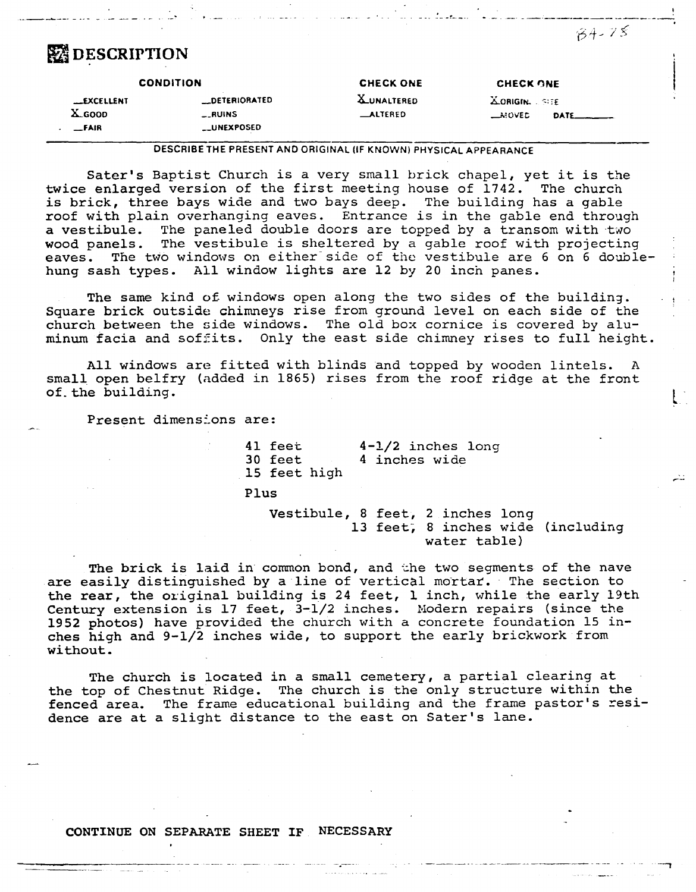84-75

# DESCRIPTION

| CONDITION | | CHECK ONE | CHECK ONE |
|---|---|---|---|
| __EXCELLENT | __DETERIORATED | X UNALTERED | X ORIGINAL SITE |
| X GOOD | __RUINS | __ALTERED | __MOVED DATE______ |
| __FAIR | __UNEXPOSED | | |

DESCRIBE THE PRESENT AND ORIGINAL (IF KNOWN) PHYSICAL APPEARANCE

Sater's Baptist Church is a very small brick chapel, yet it is the twice enlarged version of the first meeting house of 1742. The church is brick, three bays wide and two bays deep. The building has a gable roof with plain overhanging eaves. Entrance is in the gable end through a vestibule. The paneled double doors are topped by a transom with two wood panels. The vestibule is sheltered by a gable roof with projecting eaves. The two windows on either side of the vestibule are 6 on 6 double-hung sash types. All window lights are 12 by 20 inch panes.

The same kind of windows open along the two sides of the building. Square brick outside chimneys rise from ground level on each side of the church between the side windows. The old box cornice is covered by aluminum facia and soffits. Only the east side chimney rises to full height.

All windows are fitted with blinds and topped by wooden lintels. A small open belfry (added in 1865) rises from the roof ridge at the front of the building.

Present dimensions are:

41 feet 4-1/2 inches long
30 feet 4 inches wide
15 feet high

Plus

Vestibule, 8 feet, 2 inches long
13 feet, 8 inches wide (including water table)

The brick is laid in common bond, and the two segments of the nave are easily distinguished by a line of vertical mortar. The section to the rear, the original building is 24 feet, 1 inch, while the early 19th Century extension is 17 feet, 3-1/2 inches. Modern repairs (since the 1952 photos) have provided the church with a concrete foundation 15 inches high and 9-1/2 inches wide, to support the early brickwork from without.

The church is located in a small cemetery, a partial clearing at the top of Chestnut Ridge. The church is the only structure within the fenced area. The frame educational building and the frame pastor's residence are at a slight distance to the east on Sater's lane.

CONTINUE ON SEPARATE SHEET IF NECESSARY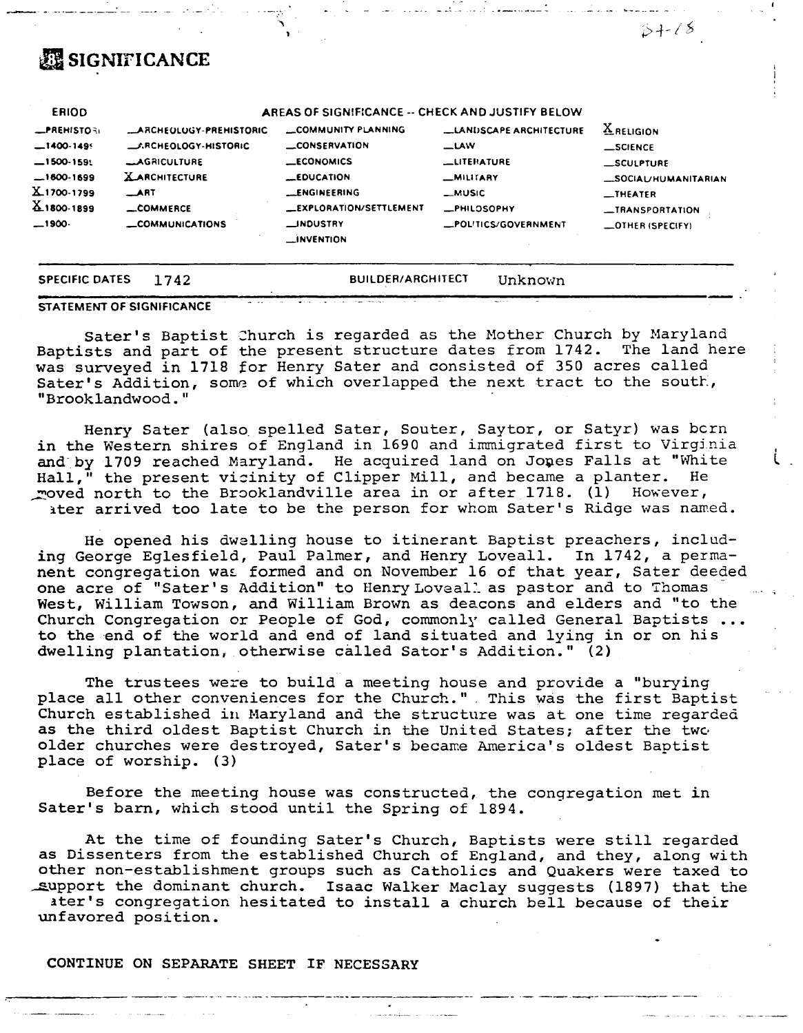# 8 SIGNIFICANCE

| PERIOD | AREAS OF SIGNIFICANCE -- CHECK AND JUSTIFY BELOW | | | |
|---|---|---|---|---|
| _PREHISTORIC | _ARCHEOLOGY-PREHISTORIC | _COMMUNITY PLANNING | _LANDSCAPE ARCHITECTURE | X RELIGION |
| _1400-1499 | _ARCHEOLOGY-HISTORIC | _CONSERVATION | _LAW | _SCIENCE |
| _1500-1599 | _AGRICULTURE | _ECONOMICS | _LITERATURE | _SCULPTURE |
| _1600-1699 | X ARCHITECTURE | _EDUCATION | _MILITARY | _SOCIAL/HUMANITARIAN |
| X 1700-1799 | _ART | _ENGINEERING | _MUSIC | _THEATER |
| X 1800-1899 | _COMMERCE | _EXPLORATION/SETTLEMENT | _PHILOSOPHY | _TRANSPORTATION |
| _1900- | _COMMUNICATIONS | _INDUSTRY | _POLITICS/GOVERNMENT | _OTHER (SPECIFY) |
| | | _INVENTION | | |

SPECIFIC DATES 1742 BUILDER/ARCHITECT Unknown

STATEMENT OF SIGNIFICANCE

Sater's Baptist Church is regarded as the Mother Church by Maryland Baptists and part of the present structure dates from 1742. The land here was surveyed in 1718 for Henry Sater and consisted of 350 acres called Sater's Addition, some of which overlapped the next tract to the south, "Brooklandwood."

Henry Sater (also spelled Sater, Souter, Saytor, or Satyr) was born in the Western shires of England in 1690 and immigrated first to Virginia and by 1709 reached Maryland. He acquired land on Jones Falls at "White Hall," the present vicinity of Clipper Mill, and became a planter. He moved north to the Brooklandville area in or after 1718. (1) However, Sater arrived too late to be the person for whom Sater's Ridge was named.

He opened his dwelling house to itinerant Baptist preachers, including George Eglesfield, Paul Palmer, and Henry Loveall. In 1742, a permanent congregation was formed and on November 16 of that year, Sater deeded one acre of "Sater's Addition" to Henry Loveall as pastor and to Thomas West, William Towson, and William Brown as deacons and elders and "to the Church Congregation or People of God, commonly called General Baptists ... to the end of the world and end of land situated and lying in or on his dwelling plantation, otherwise called Sator's Addition." (2)

The trustees were to build a meeting house and provide a "burying place all other conveniences for the Church." This was the first Baptist Church established in Maryland and the structure was at one time regarded as the third oldest Baptist Church in the United States; after the two older churches were destroyed, Sater's became America's oldest Baptist place of worship. (3)

Before the meeting house was constructed, the congregation met in Sater's barn, which stood until the Spring of 1894.

At the time of founding Sater's Church, Baptists were still regarded as Dissenters from the established Church of England, and they, along with other non-establishment groups such as Catholics and Quakers were taxed to support the dominant church. Isaac Walker Maclay suggests (1897) that the Sater's congregation hesitated to install a church bell because of their unfavored position.

CONTINUE ON SEPARATE SHEET IF NECESSARY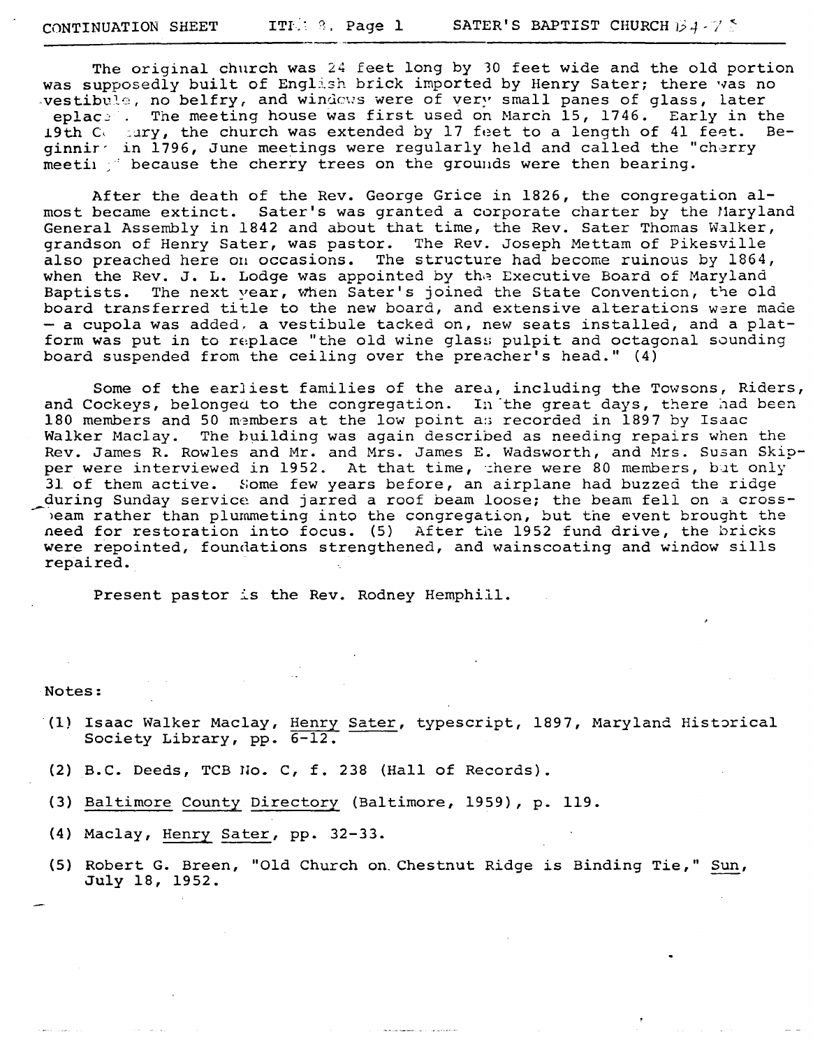The original church was 24 feet long by 30 feet wide and the old portion was supposedly built of English brick imported by Henry Sater; there was no vestibule, no belfry, and windows were of very small panes of glass, later replaced. The meeting house was first used on March 15, 1746. Early in the 19th Century, the church was extended by 17 feet to a length of 41 feet. Beginning in 1796, June meetings were regularly held and called the "cherry meeting" because the cherry trees on the grounds were then bearing.

After the death of the Rev. George Grice in 1826, the congregation almost became extinct. Sater's was granted a corporate charter by the Maryland General Assembly in 1842 and about that time, the Rev. Sater Thomas Walker, grandson of Henry Sater, was pastor. The Rev. Joseph Mettam of Pikesville also preached here on occasions. The structure had become ruinous by 1864, when the Rev. J. L. Lodge was appointed by the Executive Board of Maryland Baptists. The next year, when Sater's joined the State Convention, the old board transferred title to the new board, and extensive alterations were made – a cupola was added, a vestibule tacked on, new seats installed, and a platform was put in to replace "the old wine glass pulpit and octagonal sounding board suspended from the ceiling over the preacher's head." (4)

Some of the earliest families of the area, including the Towsons, Riders, and Cockeys, belonged to the congregation. In the great days, there had been 180 members and 50 members at the low point as recorded in 1897 by Isaac Walker Maclay. The building was again described as needing repairs when the Rev. James R. Rowles and Mr. and Mrs. James E. Wadsworth, and Mrs. Susan Skipper were interviewed in 1952. At that time, there were 80 members, but only 31 of them active. Some few years before, an airplane had buzzed the ridge during Sunday service and jarred a roof beam loose; the beam fell on a crossbeam rather than plummeting into the congregation, but the event brought the need for restoration into focus. (5) After the 1952 fund drive, the bricks were repointed, foundations strengthened, and wainscoating and window sills repaired.

Present pastor is the Rev. Rodney Hemphill.

Notes:

(1) Isaac Walker Maclay, Henry Sater, typescript, 1897, Maryland Historical Society Library, pp. 6-12.

(2) B.C. Deeds, TCB No. C, f. 238 (Hall of Records).

(3) Baltimore County Directory (Baltimore, 1959), p. 119.

(4) Maclay, Henry Sater, pp. 32-33.

(5) Robert G. Breen, "Old Church on Chestnut Ridge is Binding Tie," Sun, July 18, 1952.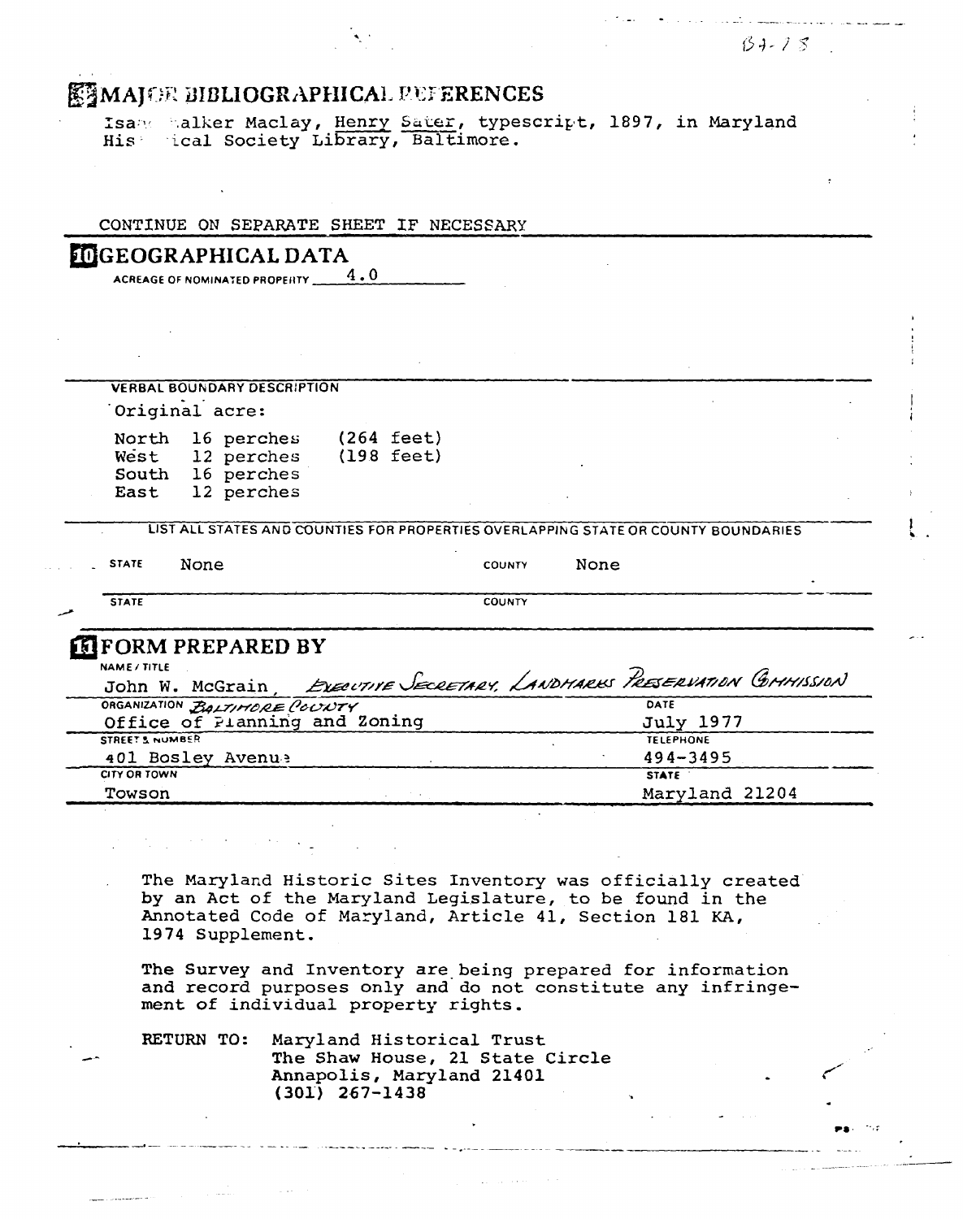BA-78

## 9 MAJOR BIBLIOGRAPHICAL REFERENCES

Isaac Walker Maclay, Henry Sater, typescript, 1897, in Maryland Historical Society Library, Baltimore.

CONTINUE ON SEPARATE SHEET IF NECESSARY

## 10 GEOGRAPHICAL DATA

ACREAGE OF NOMINATED PROPERTY 4.0

VERBAL BOUNDARY DESCRIPTION

Original acre:

| | | |
|---|---|---|
| North | 16 perches | (264 feet) |
| West | 12 perches | (198 feet) |
| South | 16 perches | |
| East | 12 perches | |

LIST ALL STATES AND COUNTIES FOR PROPERTIES OVERLAPPING STATE OR COUNTY BOUNDARIES

STATE None COUNTY None

STATE COUNTY

## 11 FORM PREPARED BY

NAME / TITLE
John W. McGrain, Executive Secretary, Landmarks Preservation Commission

ORGANIZATION Baltimore County
Office of Planning and Zoning

DATE
July 1977

STREET & NUMBER
401 Bosley Avenue

TELEPHONE
494-3495

CITY OR TOWN
Towson

STATE
Maryland 21204

The Maryland Historic Sites Inventory was officially created by an Act of the Maryland Legislature, to be found in the Annotated Code of Maryland, Article 41, Section 181 KA, 1974 Supplement.

The Survey and Inventory are being prepared for information and record purposes only and do not constitute any infringement of individual property rights.

RETURN TO: Maryland Historical Trust
The Shaw House, 21 State Circle
Annapolis, Maryland 21401
(301) 267-1438